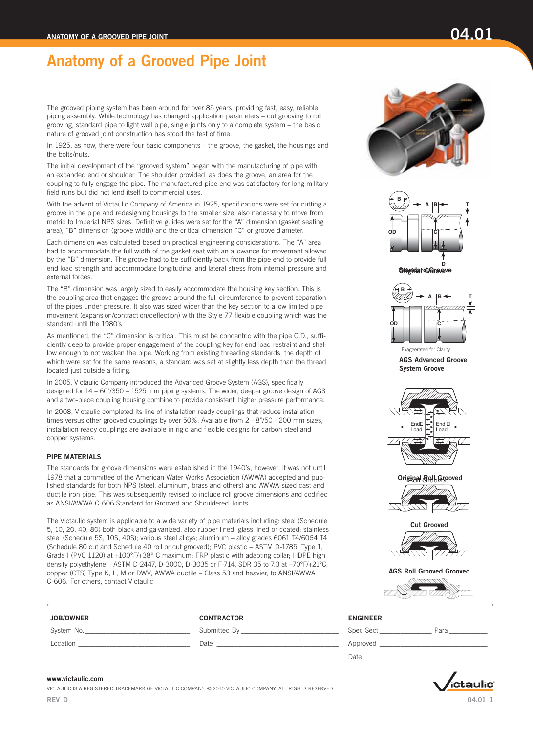# Anatomy of a Grooved Pipe Joint

The grooved piping system has been around for over 85 years, providing fast, easy, reliable piping assembly. While technology has changed application parameters – cut grooving to roll grooving, standard pipe to light wall pipe, single joints only to a complete system – the basic nature of grooved joint construction has stood the test of time.

In 1925, as now, there were four basic components – the groove, the gasket, the housings and the bolts/nuts.

The initial development of the "grooved system" began with the manufacturing of pipe with an expanded end or shoulder. The shoulder provided, as does the groove, an area for the coupling to fully engage the pipe. The manufactured pipe end was satisfactory for long military field runs but did not lend itself to commercial uses.

With the advent of Victaulic Company of America in 1925, specifications were set for cutting a groove in the pipe and redesigning housings to the smaller size, also necessary to move from metric to Imperial NPS sizes. Definitive guides were set for the "A" dimension (gasket seating area), "B" dimension (groove width) and the critical dimension "C" or groove diameter.

Each dimension was calculated based on practical engineering considerations. The "A" area had to accommodate the full width of the gasket seat with an allowance for movement allowed by the "B" dimension. The groove had to be sufficiently back from the pipe end to provide full end load strength and accommodate longitudinal and lateral stress from internal pressure and external forces.

The "B" dimension was largely sized to easily accommodate the housing key section. This is the coupling area that engages the groove around the full circumference to prevent separation of the pipes under pressure. It also was sized wider than the key section to allow limited pipe movement (expansion/contraction/deflection) with the Style 77 flexible coupling which was the standard until the 1980's.

As mentioned, the "C" dimension is critical. This must be concentric with the pipe O.D., sufficiently deep to provide proper engagement of the coupling key for end load restraint and shallow enough to not weaken the pipe. Working from existing threading standards, the depth of which were set for the same reasons, a standard was set at slightly less depth than the thread located just outside a fitting.

In 2005, Victaulic Company introduced the Advanced Groove System (AGS), specifically designed for 14 – 60"/350 – 1525 mm piping systems. The wider, deeper groove design of AGS and a two-piece coupling housing combine to provide consistent, higher pressure performance.

In 2008, Victaulic completed its line of installation ready couplings that reduce installation times versus other grooved couplings by over 50%. Available from 2 - 8"/50 - 200 mm sizes, installation ready couplings are available in rigid and flexible designs for carbon steel and copper systems.

### PIPE MATERIALS

The standards for groove dimensions were established in the 1940's, however, it was not until 1978 that a committee of the American Water Works Association (AWWA) accepted and published standards for both NPS (steel, aluminum, brass and others) and AWWA-sized cast and ductile iron pipe. This was subsequently revised to include roll groove dimensions and codified as ANSI/AWWA C-606 Standard for Grooved and Shouldered Joints.

The Victaulic system is applicable to a wide variety of pipe materials including: steel (Schedule 5, 10, 20, 40, 80) both black and galvanized, also rubber lined, glass lined or coated; stainless steel (Schedule 5S, 10S, 40S); various steel alloys; aluminum – alloy grades 6061 T4/6064 T4 (Schedule 80 cut and Schedule 40 roll or cut grooved); PVC plastic – ASTM D-1785, Type 1, Grade I (PVC 1120) at +100°F/+38° C maximum; FRP plastic with adapting collar; HDPE high density polyethylene – ASTM D-2447, D-3000, D-3035 or F-714, SDR 35 to 7.3 at +70°F/+21°C; copper (CTS) Type K, L, M or DWV; AWWA ductile – Class 53 and heavier, to ANSI/AWWA C-606. For others, contact Victaulic

Standard Groove

Exaggerated for Clarity

**AGS Advanced Groove System Groove**

End Load End Load

**Original Roll Grooved**

**Cut Grooved**

**AGS Roll Grooved Grooved**

| JOB/OWNER | CONTRACTOR | ENGINEER |
|---|---|---|
| System No. \_\_\_\_\_\_ | Submitted By \_\_\_\_\_\_ | Spec Sect \_\_\_\_\_\_ Para \_\_\_\_\_\_ |
| Location \_\_\_\_\_\_ | Date \_\_\_\_\_\_ | Approved \_\_\_\_\_\_ |
| | | Date \_\_\_\_\_\_ |

www.victaulic.com

VICTAULIC IS A REGISTERED TRADEMARK OF VICTAULIC COMPANY. © 2010 VICTAULIC COMPANY. ALL RIGHTS RESERVED.

REV_D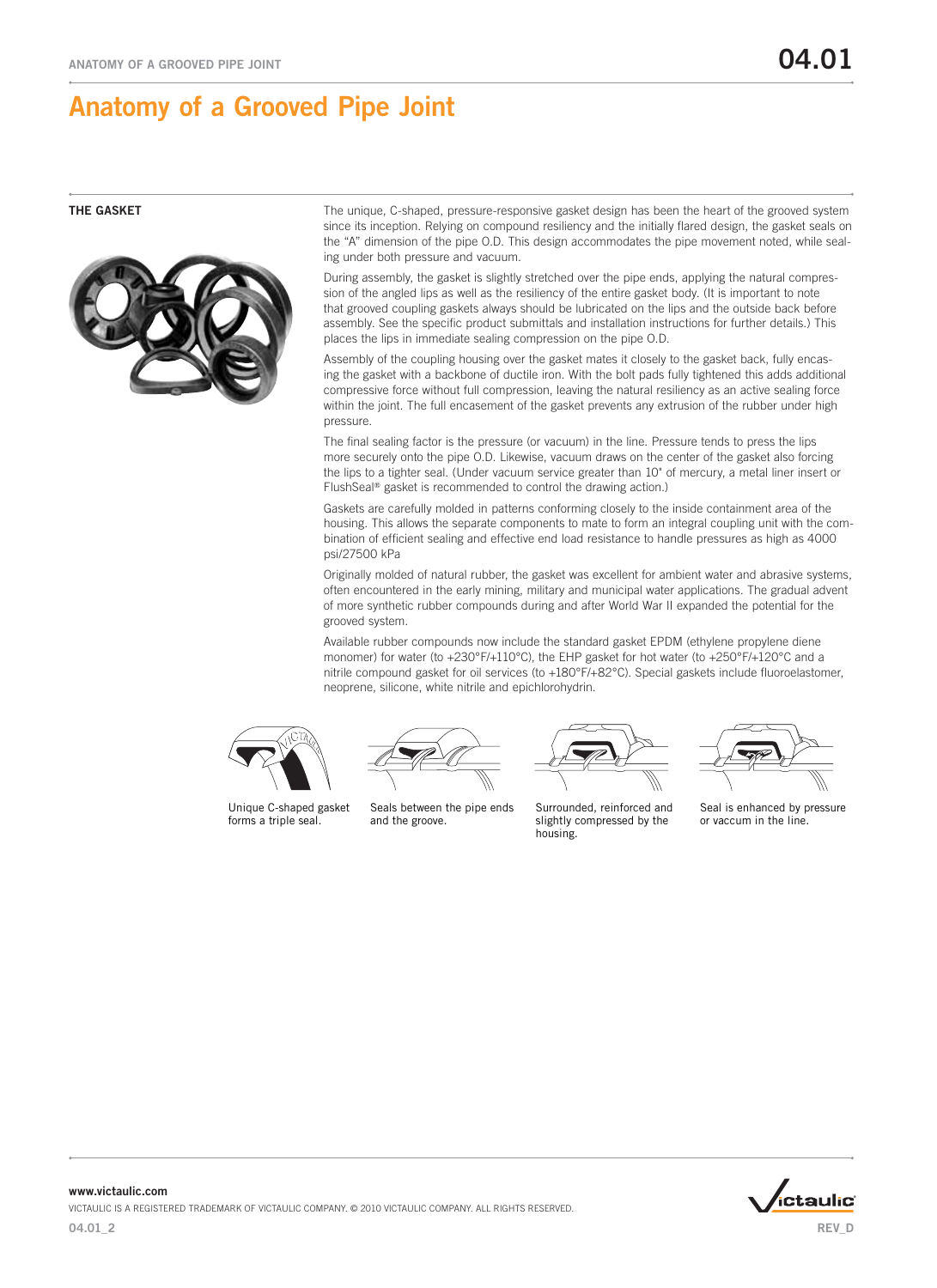# Anatomy of a Grooved Pipe Joint

## THE GASKET

The unique, C-shaped, pressure-responsive gasket design has been the heart of the grooved system since its inception. Relying on compound resiliency and the initially flared design, the gasket seals on the "A" dimension of the pipe O.D. This design accommodates the pipe movement noted, while sealing under both pressure and vacuum.

During assembly, the gasket is slightly stretched over the pipe ends, applying the natural compression of the angled lips as well as the resiliency of the entire gasket body. (It is important to note that grooved coupling gaskets always should be lubricated on the lips and the outside back before assembly. See the specific product submittals and installation instructions for further details.) This places the lips in immediate sealing compression on the pipe O.D.

Assembly of the coupling housing over the gasket mates it closely to the gasket back, fully encasing the gasket with a backbone of ductile iron. With the bolt pads fully tightened this adds additional compressive force without full compression, leaving the natural resiliency as an active sealing force within the joint. The full encasement of the gasket prevents any extrusion of the rubber under high pressure.

The final sealing factor is the pressure (or vacuum) in the line. Pressure tends to press the lips more securely onto the pipe O.D. Likewise, vacuum draws on the center of the gasket also forcing the lips to a tighter seal. (Under vacuum service greater than 10" of mercury, a metal liner insert or FlushSeal® gasket is recommended to control the drawing action.)

Gaskets are carefully molded in patterns conforming closely to the inside containment area of the housing. This allows the separate components to mate to form an integral coupling unit with the combination of efficient sealing and effective end load resistance to handle pressures as high as 4000 psi/27500 kPa

Originally molded of natural rubber, the gasket was excellent for ambient water and abrasive systems, often encountered in the early mining, military and municipal water applications. The gradual advent of more synthetic rubber compounds during and after World War II expanded the potential for the grooved system.

Available rubber compounds now include the standard gasket EPDM (ethylene propylene diene monomer) for water (to +230°F/+110°C), the EHP gasket for hot water (to +250°F/+120°C and a nitrile compound gasket for oil services (to +180°F/+82°C). Special gaskets include fluoroelastomer, neoprene, silicone, white nitrile and epichlorohydrin.

Unique C-shaped gasket forms a triple seal.

Seals between the pipe ends and the groove.

Surrounded, reinforced and slightly compressed by the housing.

Seal is enhanced by pressure or vaccum in the line.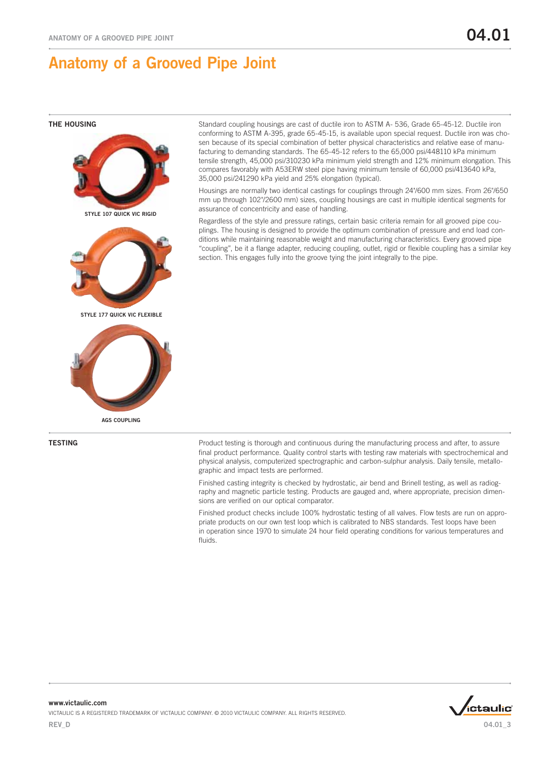# Anatomy of a Grooved Pipe Joint

## THE HOUSING

STYLE 107 QUICK VIC RIGID

STYLE 177 QUICK VIC FLEXIBLE

AGS COUPLING

Standard coupling housings are cast of ductile iron to ASTM A- 536, Grade 65-45-12. Ductile iron conforming to ASTM A-395, grade 65-45-15, is available upon special request. Ductile iron was chosen because of its special combination of better physical characteristics and relative ease of manufacturing to demanding standards. The 65-45-12 refers to the 65,000 psi/448110 kPa minimum tensile strength, 45,000 psi/310230 kPa minimum yield strength and 12% minimum elongation. This compares favorably with A53ERW steel pipe having minimum tensile of 60,000 psi/413640 kPa, 35,000 psi/241290 kPa yield and 25% elongation (typical).

Housings are normally two identical castings for couplings through 24"/600 mm sizes. From 26"/650 mm up through 102"/2600 mm) sizes, coupling housings are cast in multiple identical segments for assurance of concentricity and ease of handling.

Regardless of the style and pressure ratings, certain basic criteria remain for all grooved pipe couplings. The housing is designed to provide the optimum combination of pressure and end load conditions while maintaining reasonable weight and manufacturing characteristics. Every grooved pipe "coupling", be it a flange adapter, reducing coupling, outlet, rigid or flexible coupling has a similar key section. This engages fully into the groove tying the joint integrally to the pipe.

## TESTING

Product testing is thorough and continuous during the manufacturing process and after, to assure final product performance. Quality control starts with testing raw materials with spectrochemical and physical analysis, computerized spectrographic and carbon-sulphur analysis. Daily tensile, metallographic and impact tests are performed.

Finished casting integrity is checked by hydrostatic, air bend and Brinell testing, as well as radiography and magnetic particle testing. Products are gauged and, where appropriate, precision dimensions are verified on our optical comparator.

Finished product checks include 100% hydrostatic testing of all valves. Flow tests are run on appropriate products on our own test loop which is calibrated to NBS standards. Test loops have been in operation since 1970 to simulate 24 hour field operating conditions for various temperatures and fluids.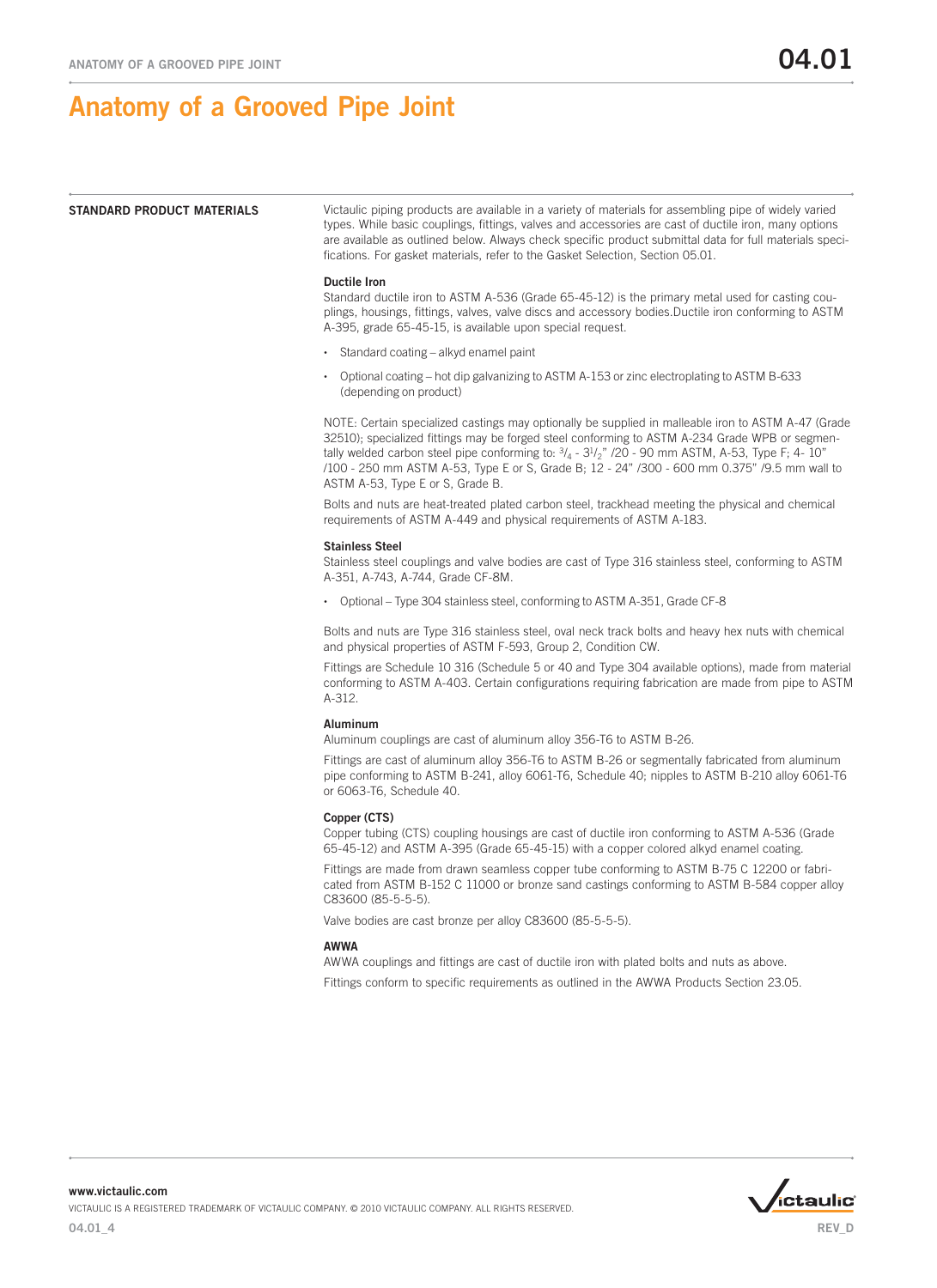# Anatomy of a Grooved Pipe Joint

## STANDARD PRODUCT MATERIALS

Victaulic piping products are available in a variety of materials for assembling pipe of widely varied types. While basic couplings, fittings, valves and accessories are cast of ductile iron, many options are available as outlined below. Always check specific product submittal data for full materials specifications. For gasket materials, refer to the Gasket Selection, Section 05.01.

### Ductile Iron

Standard ductile iron to ASTM A-536 (Grade 65-45-12) is the primary metal used for casting couplings, housings, fittings, valves, valve discs and accessory bodies.Ductile iron conforming to ASTM A-395, grade 65-45-15, is available upon special request.

- Standard coating – alkyd enamel paint
- Optional coating – hot dip galvanizing to ASTM A-153 or zinc electroplating to ASTM B-633 (depending on product)

NOTE: Certain specialized castings may optionally be supplied in malleable iron to ASTM A-47 (Grade 32510); specialized fittings may be forged steel conforming to ASTM A-234 Grade WPB or segmentally welded carbon steel pipe conforming to: $^3/_4$ - $3^1/_2$" /20 - 90 mm ASTM, A-53, Type F; 4- 10" /100 - 250 mm ASTM A-53, Type E or S, Grade B; 12 - 24" /300 - 600 mm 0.375" /9.5 mm wall to ASTM A-53, Type E or S, Grade B.

Bolts and nuts are heat-treated plated carbon steel, trackhead meeting the physical and chemical requirements of ASTM A-449 and physical requirements of ASTM A-183.

### Stainless Steel

Stainless steel couplings and valve bodies are cast of Type 316 stainless steel, conforming to ASTM A-351, A-743, A-744, Grade CF-8M.

- Optional – Type 304 stainless steel, conforming to ASTM A-351, Grade CF-8

Bolts and nuts are Type 316 stainless steel, oval neck track bolts and heavy hex nuts with chemical and physical properties of ASTM F-593, Group 2, Condition CW.

Fittings are Schedule 10 316 (Schedule 5 or 40 and Type 304 available options), made from material conforming to ASTM A-403. Certain configurations requiring fabrication are made from pipe to ASTM A-312.

### Aluminum

Aluminum couplings are cast of aluminum alloy 356-T6 to ASTM B-26.

Fittings are cast of aluminum alloy 356-T6 to ASTM B-26 or segmentally fabricated from aluminum pipe conforming to ASTM B-241, alloy 6061-T6, Schedule 40; nipples to ASTM B-210 alloy 6061-T6 or 6063-T6, Schedule 40.

### Copper (CTS)

Copper tubing (CTS) coupling housings are cast of ductile iron conforming to ASTM A-536 (Grade 65-45-12) and ASTM A-395 (Grade 65-45-15) with a copper colored alkyd enamel coating.

Fittings are made from drawn seamless copper tube conforming to ASTM B-75 C 12200 or fabricated from ASTM B-152 C 11000 or bronze sand castings conforming to ASTM B-584 copper alloy C83600 (85-5-5-5).

Valve bodies are cast bronze per alloy C83600 (85-5-5-5).

### AWWA

AWWA couplings and fittings are cast of ductile iron with plated bolts and nuts as above.

Fittings conform to specific requirements as outlined in the AWWA Products Section 23.05.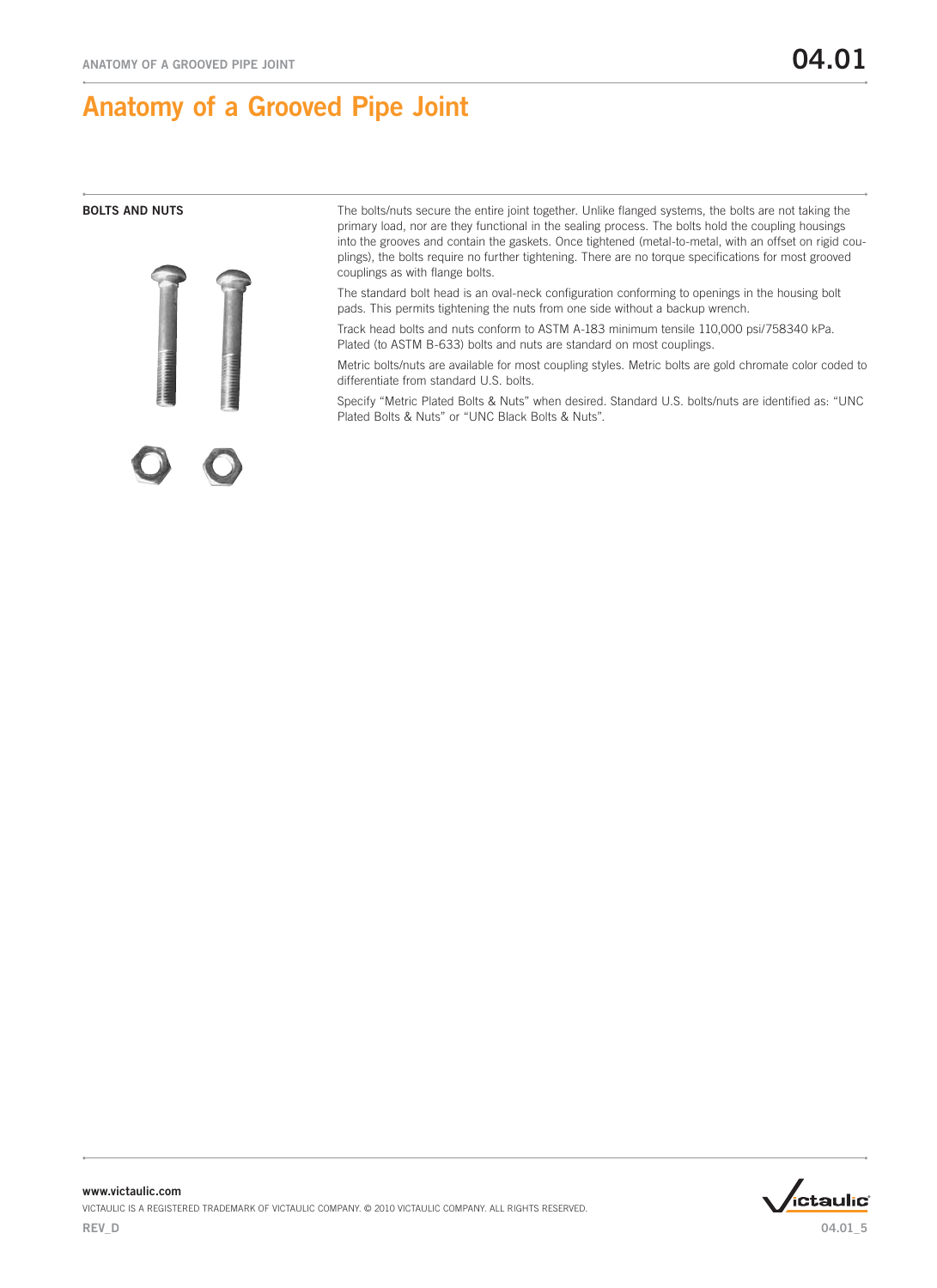# Anatomy of a Grooved Pipe Joint

## BOLTS AND NUTS

The bolts/nuts secure the entire joint together. Unlike flanged systems, the bolts are not taking the primary load, nor are they functional in the sealing process. The bolts hold the coupling housings into the grooves and contain the gaskets. Once tightened (metal-to-metal, with an offset on rigid couplings), the bolts require no further tightening. There are no torque specifications for most grooved couplings as with flange bolts.

The standard bolt head is an oval-neck configuration conforming to openings in the housing bolt pads. This permits tightening the nuts from one side without a backup wrench.

Track head bolts and nuts conform to ASTM A-183 minimum tensile 110,000 psi/758340 kPa. Plated (to ASTM B-633) bolts and nuts are standard on most couplings.

Metric bolts/nuts are available for most coupling styles. Metric bolts are gold chromate color coded to differentiate from standard U.S. bolts.

Specify "Metric Plated Bolts & Nuts" when desired. Standard U.S. bolts/nuts are identified as: "UNC Plated Bolts & Nuts" or "UNC Black Bolts & Nuts".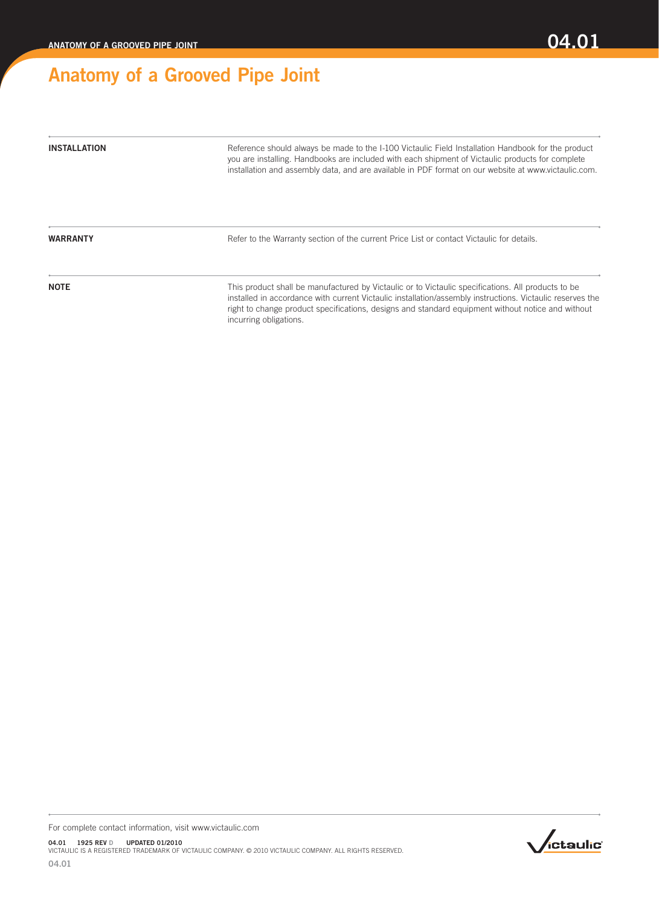# Anatomy of a Grooved Pipe Joint

| | |
|---|---|
| **INSTALLATION** | Reference should always be made to the I-100 Victaulic Field Installation Handbook for the product you are installing. Handbooks are included with each shipment of Victaulic products for complete installation and assembly data, and are available in PDF format on our website at www.victaulic.com. |
| **WARRANTY** | Refer to the Warranty section of the current Price List or contact Victaulic for details. |
| **NOTE** | This product shall be manufactured by Victaulic or to Victaulic specifications. All products to be installed in accordance with current Victaulic installation/assembly instructions. Victaulic reserves the right to change product specifications, designs and standard equipment without notice and without incurring obligations. |

For complete contact information, visit www.victaulic.com

04.01 1925 REV D UPDATED 01/2010
VICTAULIC IS A REGISTERED TRADEMARK OF VICTAULIC COMPANY. © 2010 VICTAULIC COMPANY. ALL RIGHTS RESERVED.